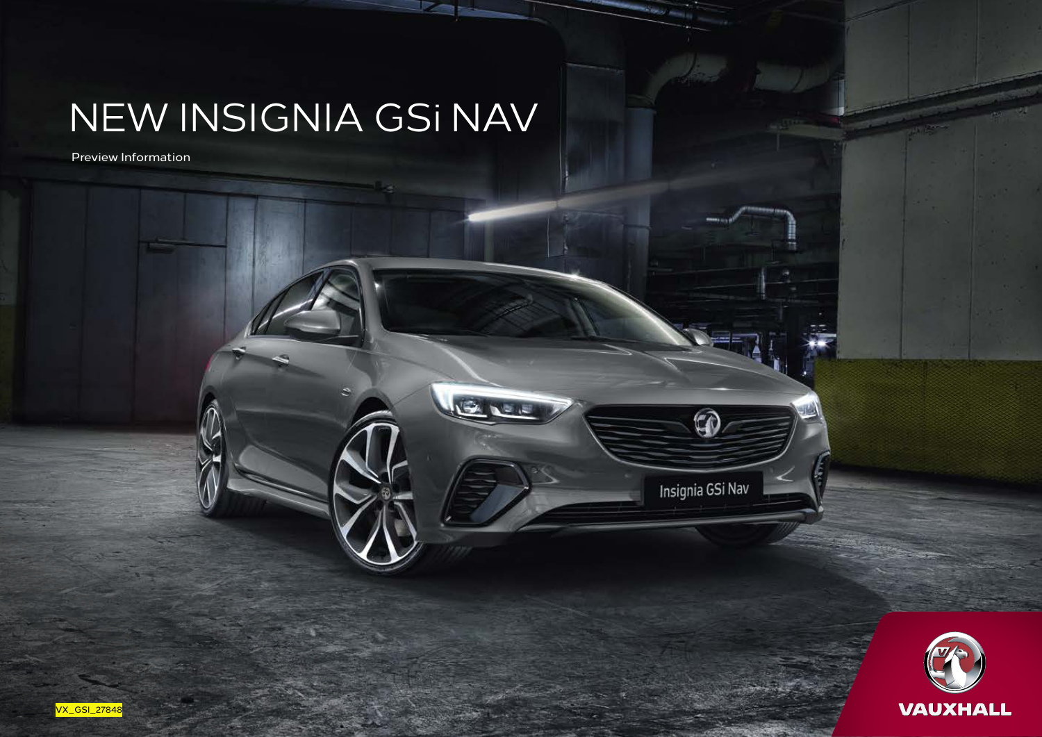# NEW INSIGNIA GSi NAV

Preview Information

VX_GSI_27848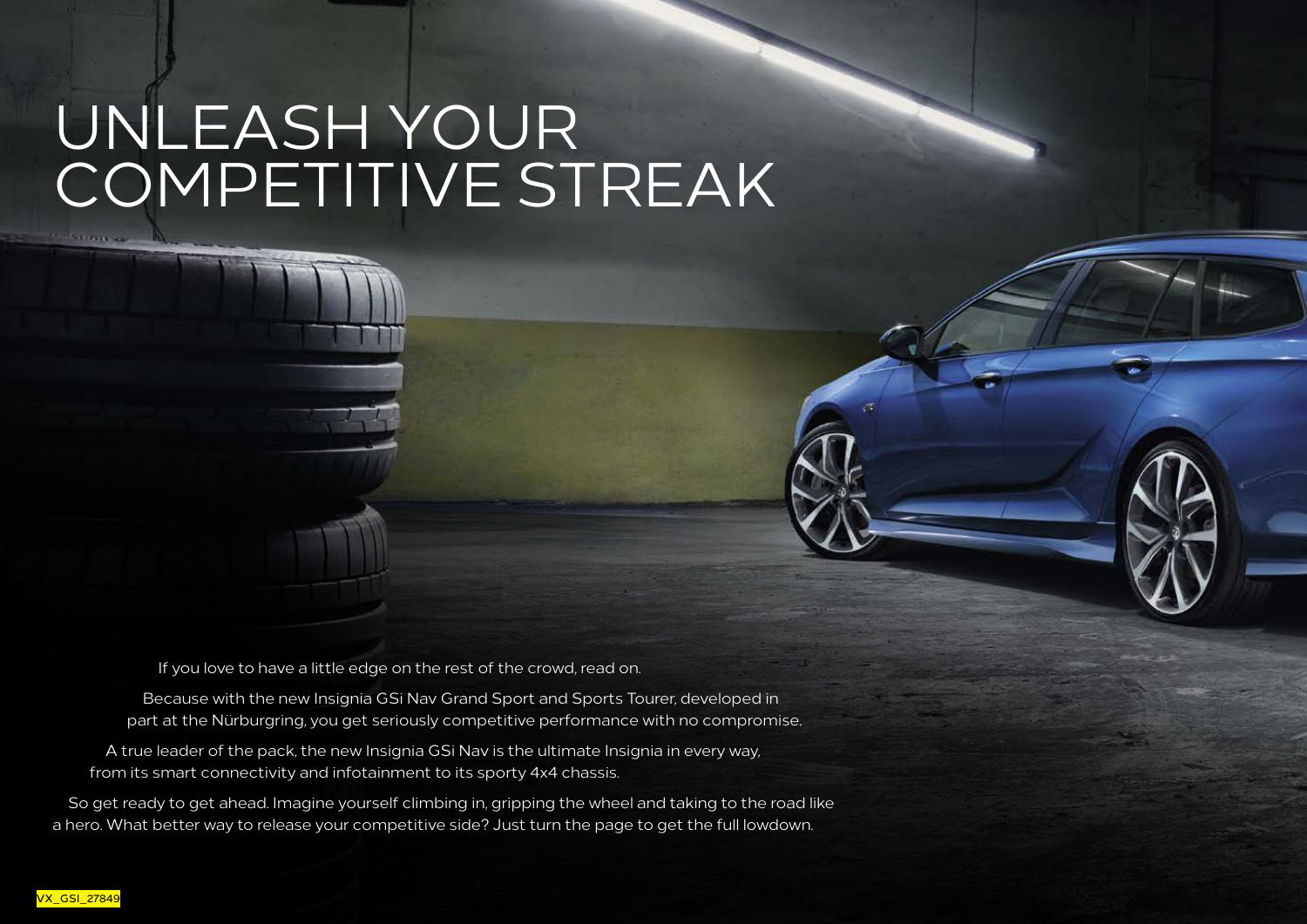# UNLEASH YOUR COMPETITIVE STREAK

If you love to have a little edge on the rest of the crowd, read on.

Because with the new Insignia GSi Nav Grand Sport and Sports Tourer, developed in part at the Nürburgring, you get seriously competitive performance with no compromise.

A true leader of the pack, the new Insignia GSi Nav is the ultimate Insignia in every way, from its smart connectivity and infotainment to its sporty 4x4 chassis.

So get ready to get ahead. Imagine yourself climbing in, gripping the wheel and taking to the road like a hero. What better way to release your competitive side? Just turn the page to get the full lowdown.

VX_GSI_27849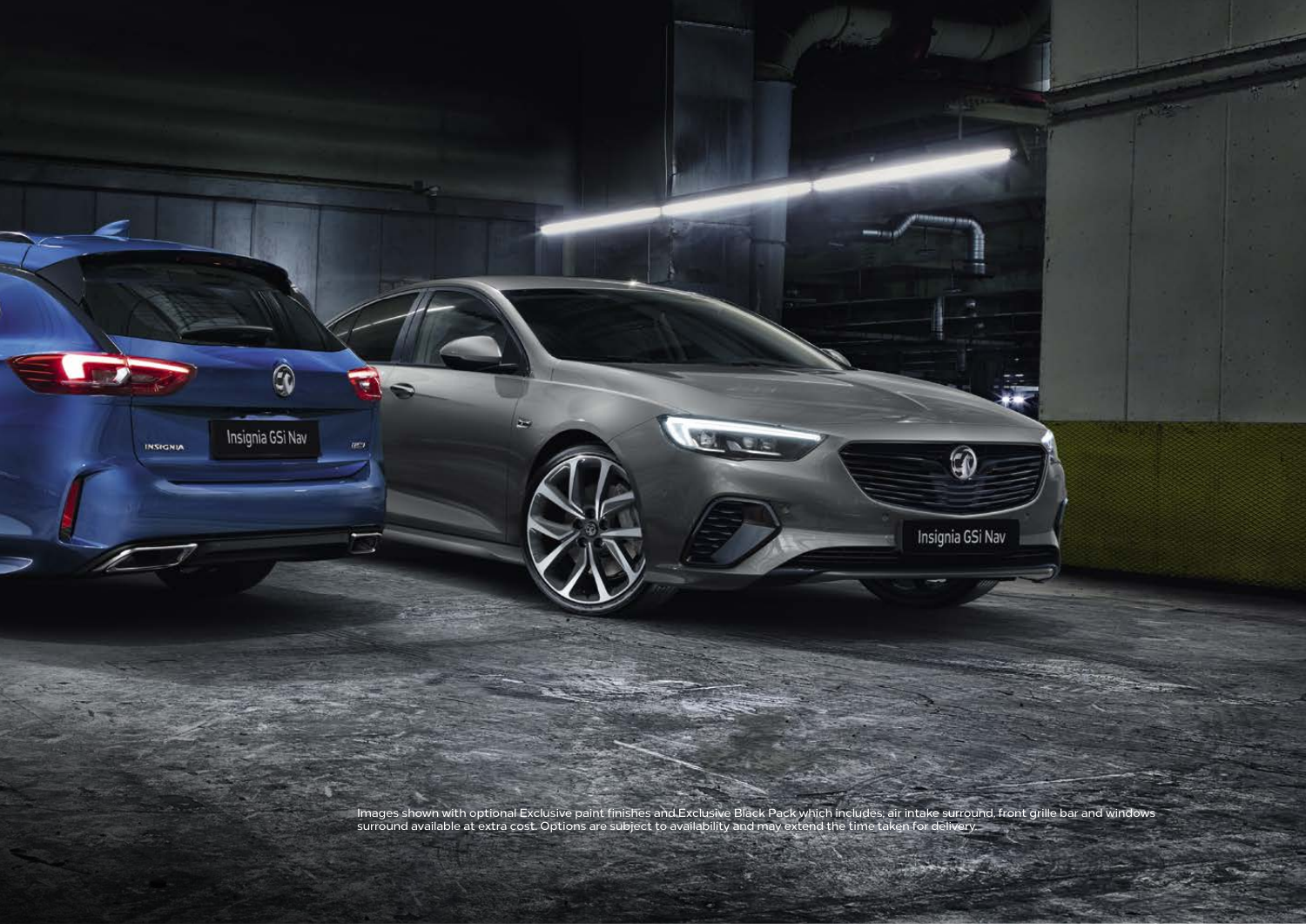Images shown with optional Exclusive paint finishes and Exclusive Black Pack which includes; air intake surround, front grille bar and windows surround available at extra cost. Options are subject to availability and may extend the time taken for delivery.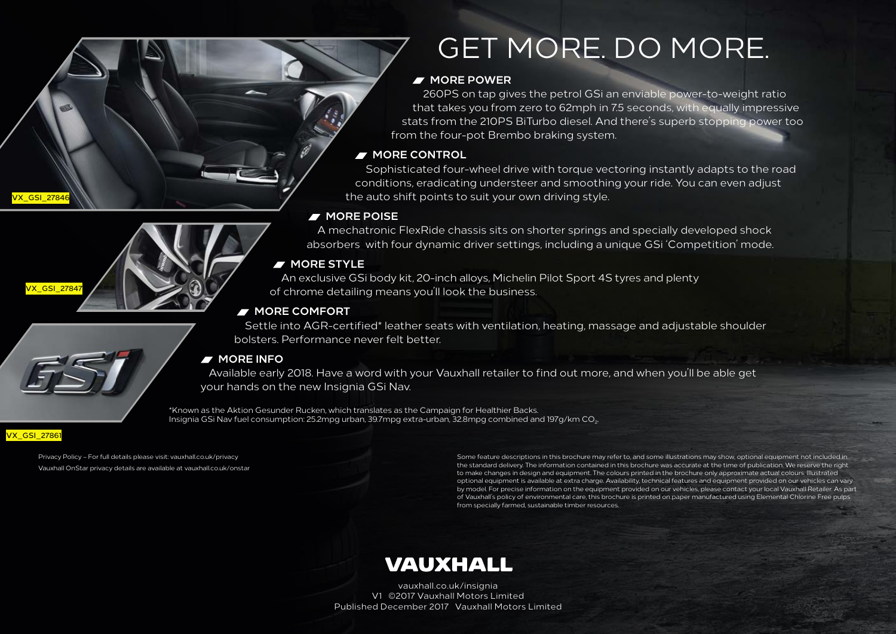# GET MORE. DO MORE.

### MORE POWER

260PS on tap gives the petrol GSi an enviable power-to-weight ratio that takes you from zero to 62mph in 7.5 seconds, with equally impressive stats from the 210PS BiTurbo diesel. And there's superb stopping power too from the four-pot Brembo braking system.

### MORE CONTROL

Sophisticated four-wheel drive with torque vectoring instantly adapts to the road conditions, eradicating understeer and smoothing your ride. You can even adjust the auto shift points to suit your own driving style.

### MORE POISE

A mechatronic FlexRide chassis sits on shorter springs and specially developed shock absorbers with four dynamic driver settings, including a unique GSi 'Competition' mode.

### MORE STYLE

An exclusive GSi body kit, 20-inch alloys, Michelin Pilot Sport 4S tyres and plenty of chrome detailing means you'll look the business.

### MORE COMFORT

Settle into AGR-certified* leather seats with ventilation, heating, massage and adjustable shoulder bolsters. Performance never felt better.

### MORE INFO

Available early 2018. Have a word with your Vauxhall retailer to find out more, and when you'll be able get your hands on the new Insignia GSi Nav.

*Known as the Aktion Gesunder Rucken, which translates as the Campaign for Healthier Backs.
Insignia GSi Nav fuel consumption: 25.2mpg urban, 39.7mpg extra-urban, 32.8mpg combined and 197g/km $CO_2$.

VX_GSI_27846

VX_GSI_27847

VX_GSI_27861

Privacy Policy – For full details please visit: vauxhall.co.uk/privacy
Vauxhall OnStar privacy details are available at vauxhall.co.uk/onstar

Some feature descriptions in this brochure may refer to, and some illustrations may show, optional equipment not included in the standard delivery. The information contained in this brochure was accurate at the time of publication. We reserve the right to make changes in design and equipment. The colours printed in the brochure only approximate actual colours. Illustrated optional equipment is available at extra charge. Availability, technical features and equipment provided on our vehicles can vary by model. For precise information on the equipment provided on our vehicles, please contact your local Vauxhall Retailer. As part of Vauxhall's policy of environmental care, this brochure is printed on paper manufactured using Elemental Chlorine Free pulps from specially farmed, sustainable timber resources.

**VAUXHALL**

vauxhall.co.uk/insignia
V1 ©2017 Vauxhall Motors Limited
Published December 2017 Vauxhall Motors Limited